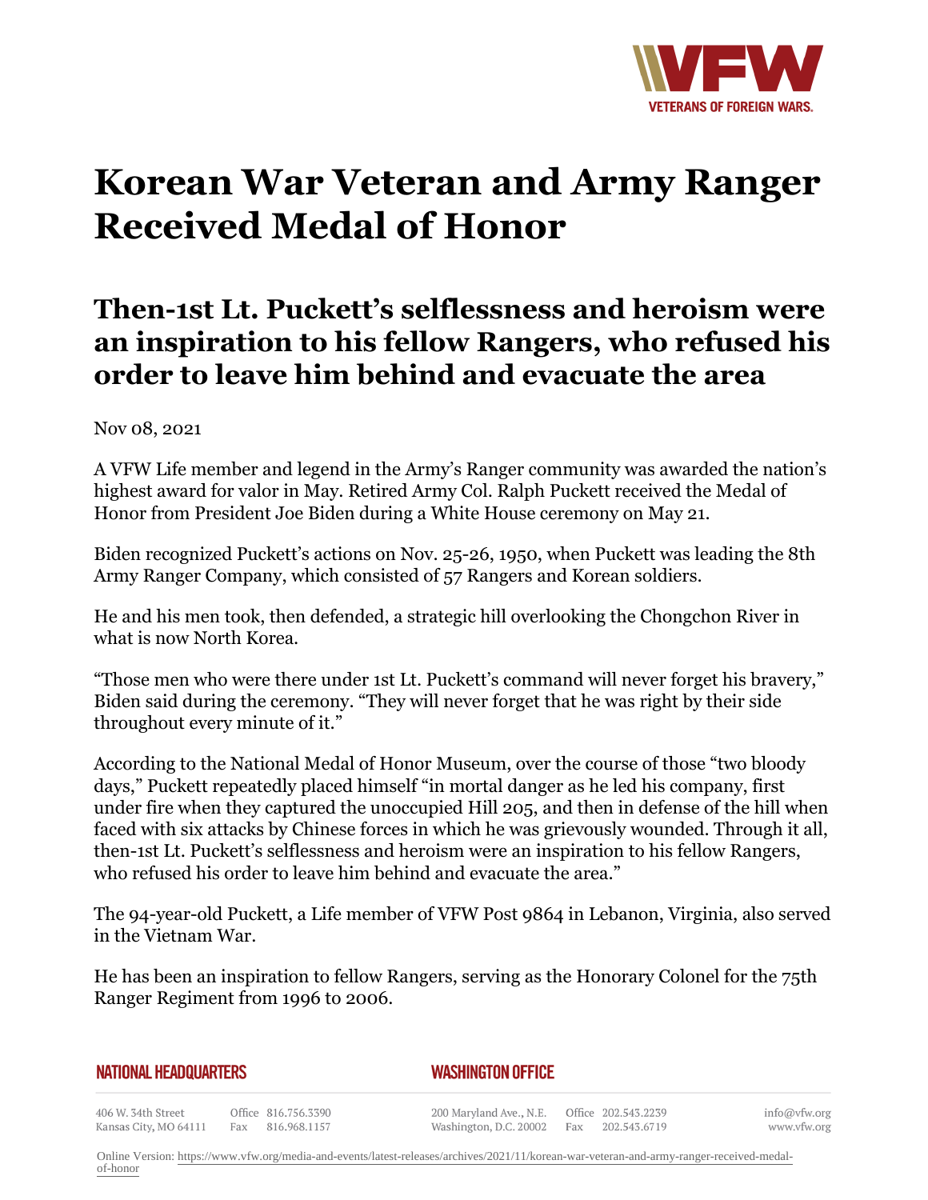# Korean War Veteran and Army Ranger Received Medal of Honor

## Then-1st Lt. Puckett's selflessness and heroism were an inspiration to his fellow Rangers, who refused his order to leave him behind and evacuate the area

Nov 08, 2021

A VFW Life member and legend in the Army's Ranger community was awarded the nation's highest award for valor in May. Retired Army Col. Ralph Puckett received the Medal of Honor from President Joe Biden during a White House ceremony on May 21.

Biden recognized Puckett's actions on Nov. 25-26, 1950, when Puckett was leading the 8th Army Ranger Company, which consisted of 57 Rangers and Korean soldiers.

He and his men took, then defended, a strategic hill overlooking the Chongchon River in what is now North Korea.

"Those men who were there under 1st Lt. Puckett's command will never forget his bravery," Biden said during the ceremony. "They will never forget that he was right by their side throughout every minute of it."

According to the National Medal of Honor Museum, over the course of those "two bloody days," Puckett repeatedly placed himself "in mortal danger as he led his company, first under fire when they captured the unoccupied Hill 205, and then in defense of the hill when faced with six attacks by Chinese forces in which he was grievously wounded. Through it all, then-1st Lt. Puckett's selflessness and heroism were an inspiration to his fellow Rangers, who refused his order to leave him behind and evacuate the area."

The 94-year-old Puckett, a Life member of VFW Post 9864 in Lebanon, Virginia, also served in the Vietnam War.

He has been an inspiration to fellow Rangers, serving as the Honorary Colonel for the 75th Ranger Regiment from 1996 to 2006.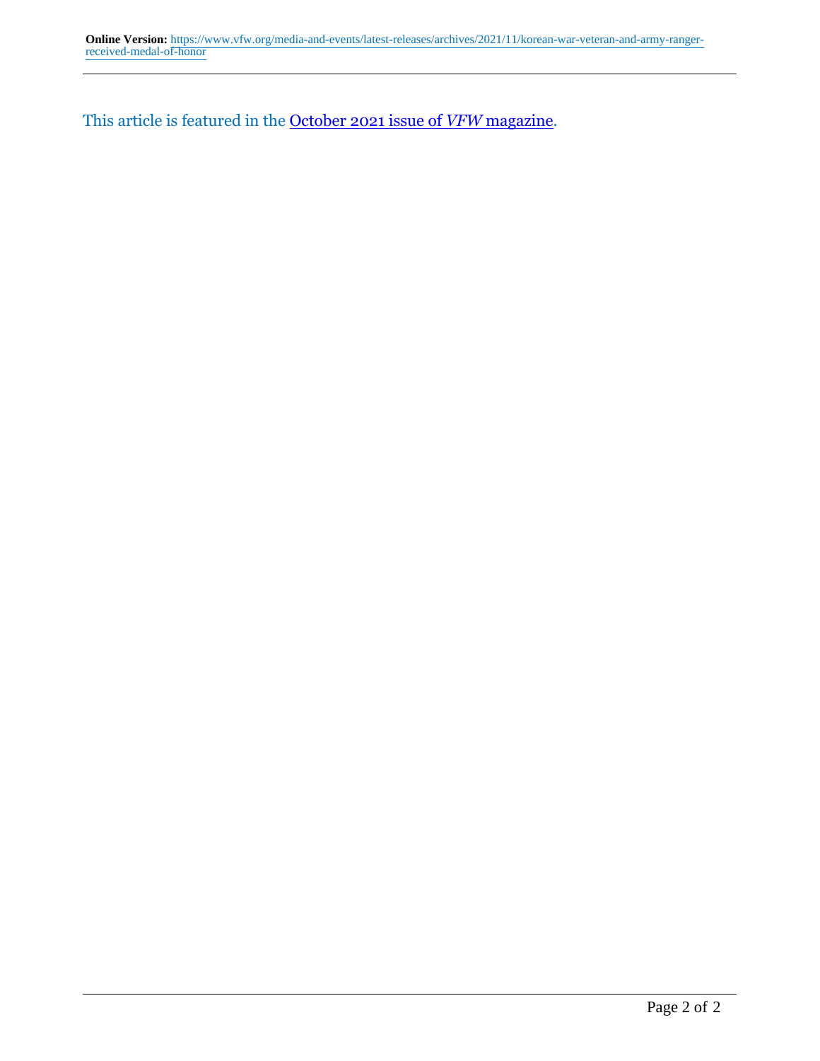This article is featured in the October 2021 issue of *VFW* magazine.